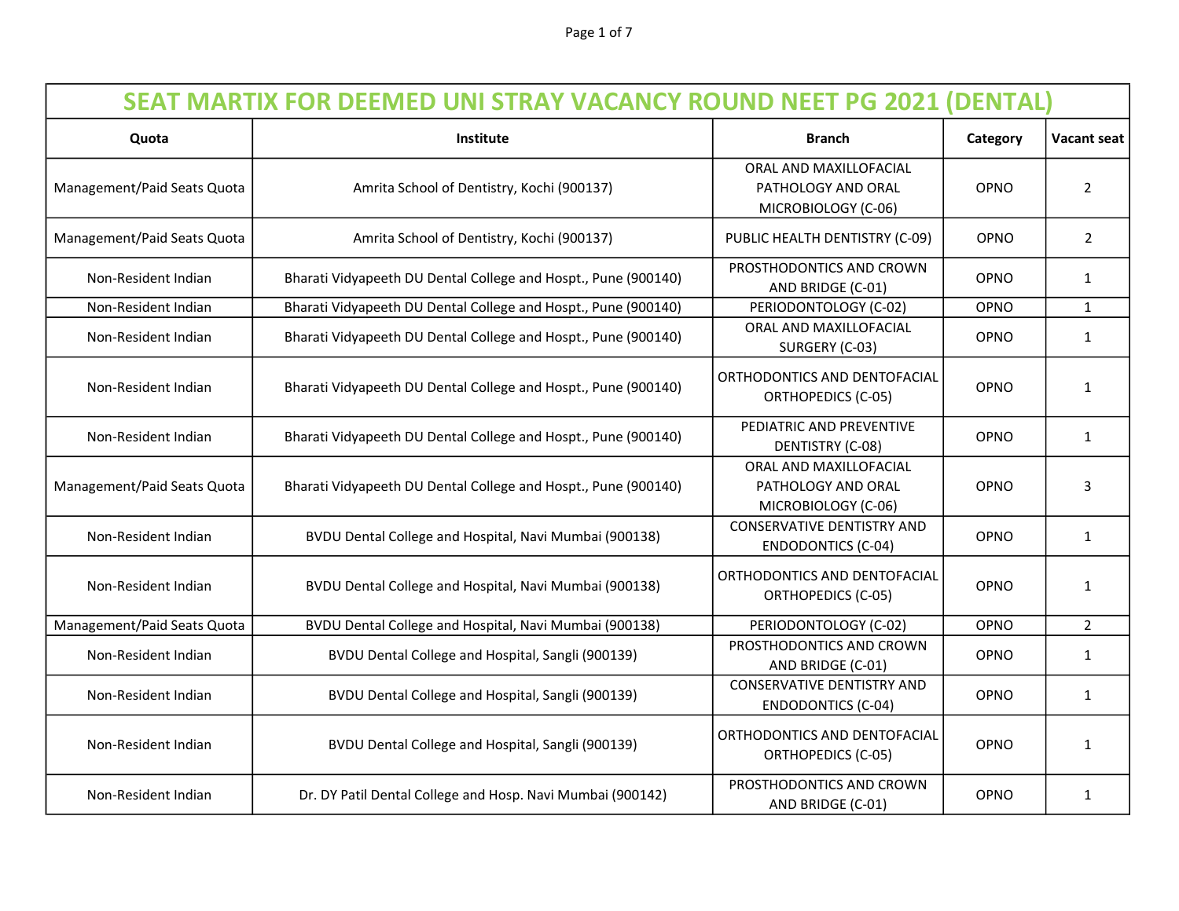# SEAT MARTIX FOR DEEMED UNI STRAY VACANCY ROUND NEET PG 2021 (DENTAL)

| Quota | Institute | Branch | Category | Vacant seat |
|---|---|---|---|---|
| Management/Paid Seats Quota | Amrita School of Dentistry, Kochi (900137) | ORAL AND MAXILLOFACIAL PATHOLOGY AND ORAL MICROBIOLOGY (C-06) | OPNO | 2 |
| Management/Paid Seats Quota | Amrita School of Dentistry, Kochi (900137) | PUBLIC HEALTH DENTISTRY (C-09) | OPNO | 2 |
| Non-Resident Indian | Bharati Vidyapeeth DU Dental College and Hospt., Pune (900140) | PROSTHODONTICS AND CROWN AND BRIDGE (C-01) | OPNO | 1 |
| Non-Resident Indian | Bharati Vidyapeeth DU Dental College and Hospt., Pune (900140) | PERIODONTOLOGY (C-02) | OPNO | 1 |
| Non-Resident Indian | Bharati Vidyapeeth DU Dental College and Hospt., Pune (900140) | ORAL AND MAXILLOFACIAL SURGERY (C-03) | OPNO | 1 |
| Non-Resident Indian | Bharati Vidyapeeth DU Dental College and Hospt., Pune (900140) | ORTHODONTICS AND DENTOFACIAL ORTHOPEDICS (C-05) | OPNO | 1 |
| Non-Resident Indian | Bharati Vidyapeeth DU Dental College and Hospt., Pune (900140) | PEDIATRIC AND PREVENTIVE DENTISTRY (C-08) | OPNO | 1 |
| Management/Paid Seats Quota | Bharati Vidyapeeth DU Dental College and Hospt., Pune (900140) | ORAL AND MAXILLOFACIAL PATHOLOGY AND ORAL MICROBIOLOGY (C-06) | OPNO | 3 |
| Non-Resident Indian | BVDU Dental College and Hospital, Navi Mumbai (900138) | CONSERVATIVE DENTISTRY AND ENDODONTICS (C-04) | OPNO | 1 |
| Non-Resident Indian | BVDU Dental College and Hospital, Navi Mumbai (900138) | ORTHODONTICS AND DENTOFACIAL ORTHOPEDICS (C-05) | OPNO | 1 |
| Management/Paid Seats Quota | BVDU Dental College and Hospital, Navi Mumbai (900138) | PERIODONTOLOGY (C-02) | OPNO | 2 |
| Non-Resident Indian | BVDU Dental College and Hospital, Sangli (900139) | PROSTHODONTICS AND CROWN AND BRIDGE (C-01) | OPNO | 1 |
| Non-Resident Indian | BVDU Dental College and Hospital, Sangli (900139) | CONSERVATIVE DENTISTRY AND ENDODONTICS (C-04) | OPNO | 1 |
| Non-Resident Indian | BVDU Dental College and Hospital, Sangli (900139) | ORTHODONTICS AND DENTOFACIAL ORTHOPEDICS (C-05) | OPNO | 1 |
| Non-Resident Indian | Dr. DY Patil Dental College and Hosp. Navi Mumbai (900142) | PROSTHODONTICS AND CROWN AND BRIDGE (C-01) | OPNO | 1 |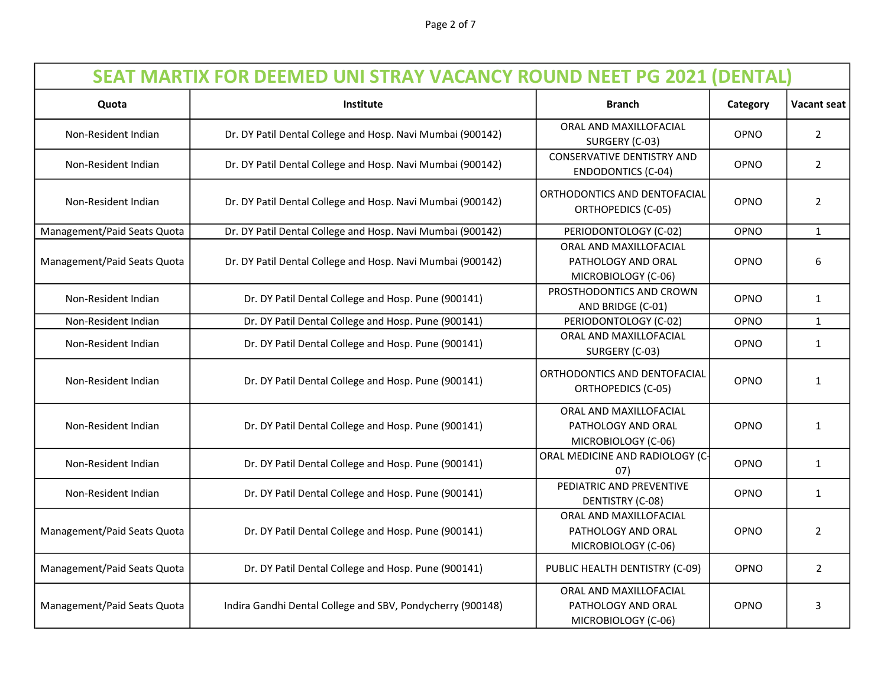| SEAT MARTIX FOR DEEMED UNI STRAY VACANCY ROUND NEET PG 2021 (DENTAL) | | | | |
|---|---|---|---|---|
| **Quota** | **Institute** | **Branch** | **Category** | **Vacant seat** |
| Non-Resident Indian | Dr. DY Patil Dental College and Hosp. Navi Mumbai (900142) | ORAL AND MAXILLOFACIAL SURGERY (C-03) | OPNO | 2 |
| Non-Resident Indian | Dr. DY Patil Dental College and Hosp. Navi Mumbai (900142) | CONSERVATIVE DENTISTRY AND ENDODONTICS (C-04) | OPNO | 2 |
| Non-Resident Indian | Dr. DY Patil Dental College and Hosp. Navi Mumbai (900142) | ORTHODONTICS AND DENTOFACIAL ORTHOPEDICS (C-05) | OPNO | 2 |
| Management/Paid Seats Quota | Dr. DY Patil Dental College and Hosp. Navi Mumbai (900142) | PERIODONTOLOGY (C-02) | OPNO | 1 |
| Management/Paid Seats Quota | Dr. DY Patil Dental College and Hosp. Navi Mumbai (900142) | ORAL AND MAXILLOFACIAL PATHOLOGY AND ORAL MICROBIOLOGY (C-06) | OPNO | 6 |
| Non-Resident Indian | Dr. DY Patil Dental College and Hosp. Pune (900141) | PROSTHODONTICS AND CROWN AND BRIDGE (C-01) | OPNO | 1 |
| Non-Resident Indian | Dr. DY Patil Dental College and Hosp. Pune (900141) | PERIODONTOLOGY (C-02) | OPNO | 1 |
| Non-Resident Indian | Dr. DY Patil Dental College and Hosp. Pune (900141) | ORAL AND MAXILLOFACIAL SURGERY (C-03) | OPNO | 1 |
| Non-Resident Indian | Dr. DY Patil Dental College and Hosp. Pune (900141) | ORTHODONTICS AND DENTOFACIAL ORTHOPEDICS (C-05) | OPNO | 1 |
| Non-Resident Indian | Dr. DY Patil Dental College and Hosp. Pune (900141) | ORAL AND MAXILLOFACIAL PATHOLOGY AND ORAL MICROBIOLOGY (C-06) | OPNO | 1 |
| Non-Resident Indian | Dr. DY Patil Dental College and Hosp. Pune (900141) | ORAL MEDICINE AND RADIOLOGY (C-07) | OPNO | 1 |
| Non-Resident Indian | Dr. DY Patil Dental College and Hosp. Pune (900141) | PEDIATRIC AND PREVENTIVE DENTISTRY (C-08) | OPNO | 1 |
| Management/Paid Seats Quota | Dr. DY Patil Dental College and Hosp. Pune (900141) | ORAL AND MAXILLOFACIAL PATHOLOGY AND ORAL MICROBIOLOGY (C-06) | OPNO | 2 |
| Management/Paid Seats Quota | Dr. DY Patil Dental College and Hosp. Pune (900141) | PUBLIC HEALTH DENTISTRY (C-09) | OPNO | 2 |
| Management/Paid Seats Quota | Indira Gandhi Dental College and SBV, Pondycherry (900148) | ORAL AND MAXILLOFACIAL PATHOLOGY AND ORAL MICROBIOLOGY (C-06) | OPNO | 3 |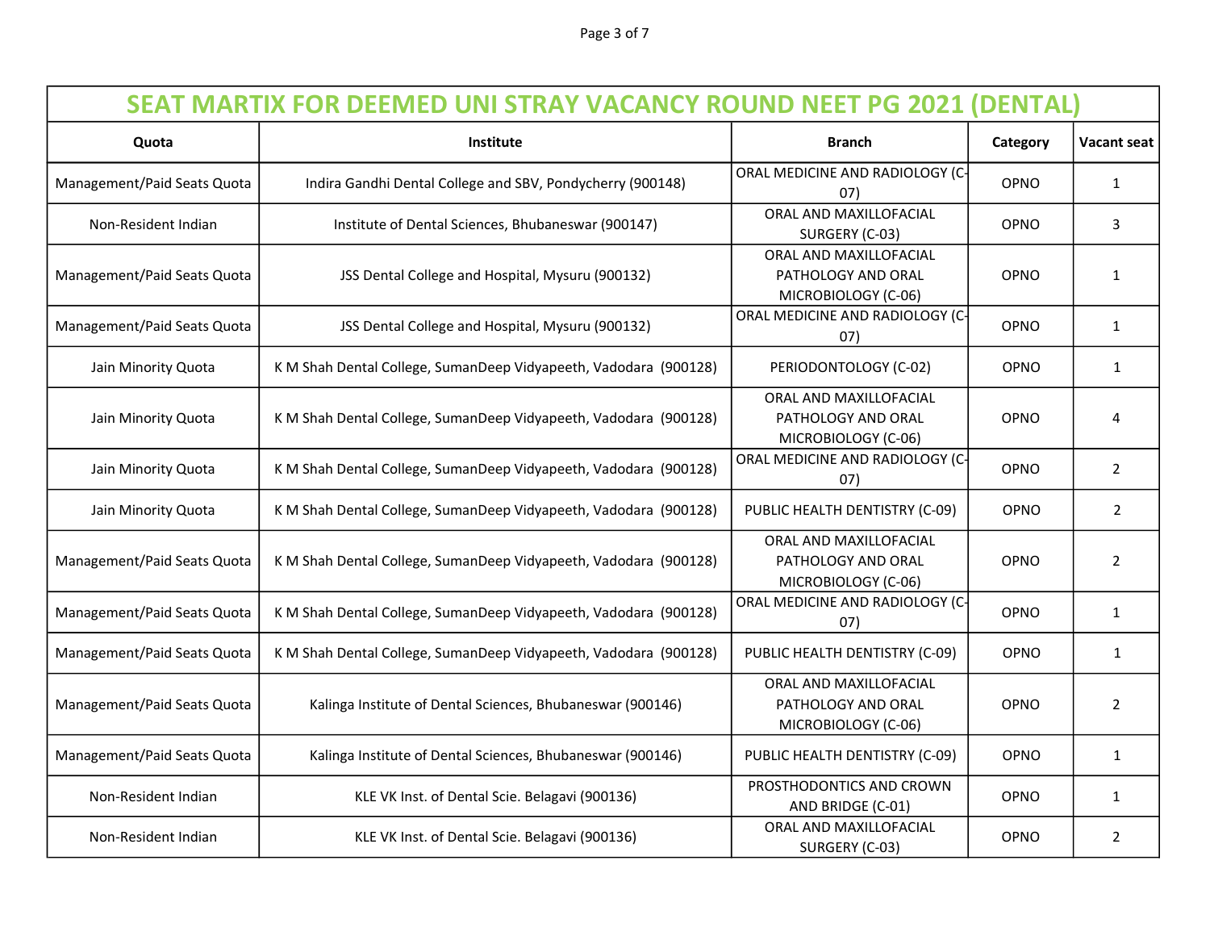| SEAT MARTIX FOR DEEMED UNI STRAY VACANCY ROUND NEET PG 2021 (DENTAL) | | | | |
|---|---|---|---|---|
| **Quota** | **Institute** | **Branch** | **Category** | **Vacant seat** |
| Management/Paid Seats Quota | Indira Gandhi Dental College and SBV, Pondycherry (900148) | ORAL MEDICINE AND RADIOLOGY (C-07) | OPNO | 1 |
| Non-Resident Indian | Institute of Dental Sciences, Bhubaneswar (900147) | ORAL AND MAXILLOFACIAL SURGERY (C-03) | OPNO | 3 |
| Management/Paid Seats Quota | JSS Dental College and Hospital, Mysuru (900132) | ORAL AND MAXILLOFACIAL PATHOLOGY AND ORAL MICROBIOLOGY (C-06) | OPNO | 1 |
| Management/Paid Seats Quota | JSS Dental College and Hospital, Mysuru (900132) | ORAL MEDICINE AND RADIOLOGY (C-07) | OPNO | 1 |
| Jain Minority Quota | K M Shah Dental College, SumanDeep Vidyapeeth, Vadodara (900128) | PERIODONTOLOGY (C-02) | OPNO | 1 |
| Jain Minority Quota | K M Shah Dental College, SumanDeep Vidyapeeth, Vadodara (900128) | ORAL AND MAXILLOFACIAL PATHOLOGY AND ORAL MICROBIOLOGY (C-06) | OPNO | 4 |
| Jain Minority Quota | K M Shah Dental College, SumanDeep Vidyapeeth, Vadodara (900128) | ORAL MEDICINE AND RADIOLOGY (C-07) | OPNO | 2 |
| Jain Minority Quota | K M Shah Dental College, SumanDeep Vidyapeeth, Vadodara (900128) | PUBLIC HEALTH DENTISTRY (C-09) | OPNO | 2 |
| Management/Paid Seats Quota | K M Shah Dental College, SumanDeep Vidyapeeth, Vadodara (900128) | ORAL AND MAXILLOFACIAL PATHOLOGY AND ORAL MICROBIOLOGY (C-06) | OPNO | 2 |
| Management/Paid Seats Quota | K M Shah Dental College, SumanDeep Vidyapeeth, Vadodara (900128) | ORAL MEDICINE AND RADIOLOGY (C-07) | OPNO | 1 |
| Management/Paid Seats Quota | K M Shah Dental College, SumanDeep Vidyapeeth, Vadodara (900128) | PUBLIC HEALTH DENTISTRY (C-09) | OPNO | 1 |
| Management/Paid Seats Quota | Kalinga Institute of Dental Sciences, Bhubaneswar (900146) | ORAL AND MAXILLOFACIAL PATHOLOGY AND ORAL MICROBIOLOGY (C-06) | OPNO | 2 |
| Management/Paid Seats Quota | Kalinga Institute of Dental Sciences, Bhubaneswar (900146) | PUBLIC HEALTH DENTISTRY (C-09) | OPNO | 1 |
| Non-Resident Indian | KLE VK Inst. of Dental Scie. Belagavi (900136) | PROSTHODONTICS AND CROWN AND BRIDGE (C-01) | OPNO | 1 |
| Non-Resident Indian | KLE VK Inst. of Dental Scie. Belagavi (900136) | ORAL AND MAXILLOFACIAL SURGERY (C-03) | OPNO | 2 |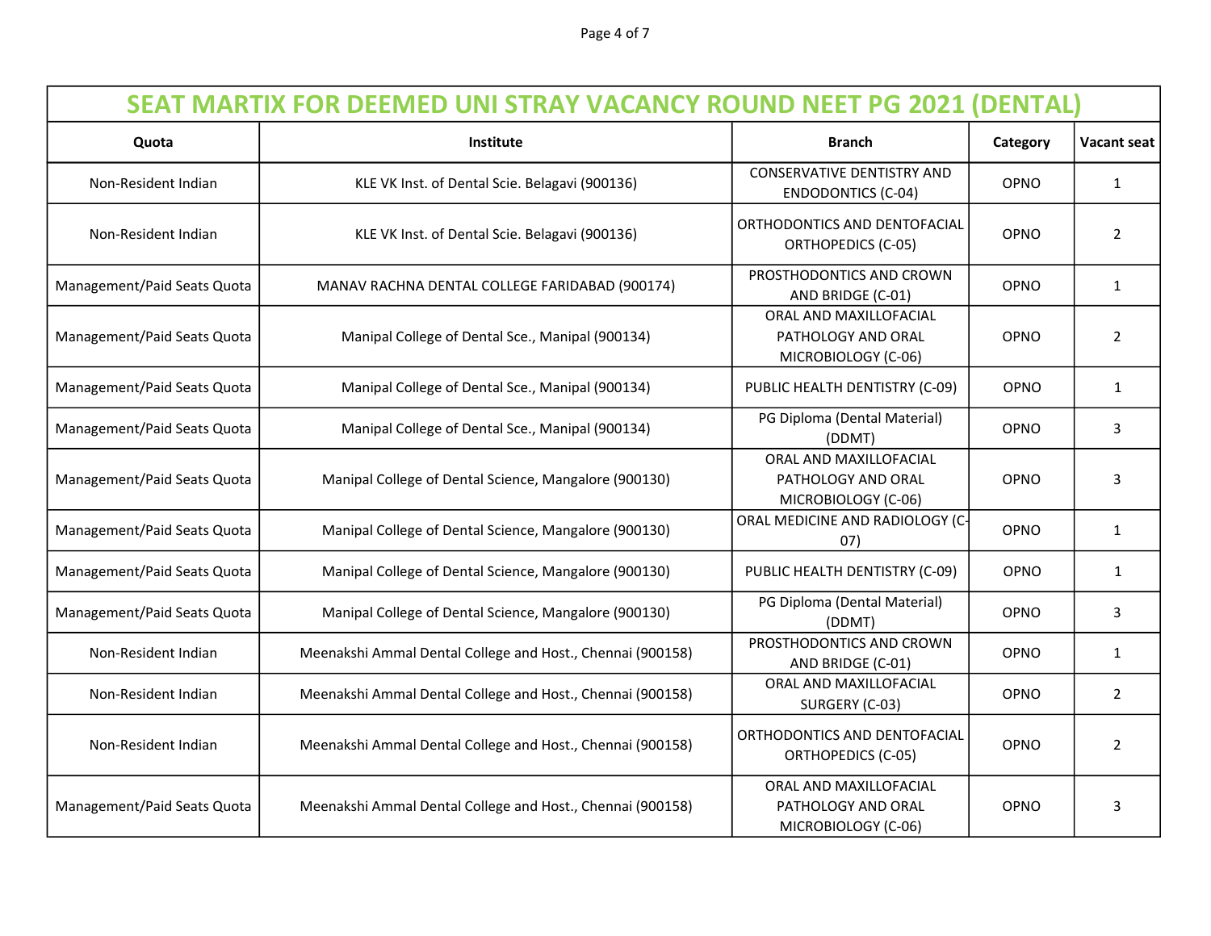| SEAT MARTIX FOR DEEMED UNI STRAY VACANCY ROUND NEET PG 2021 (DENTAL) | | | | |
|---|---|---|---|---|
| **Quota** | **Institute** | **Branch** | **Category** | **Vacant seat** |
| Non-Resident Indian | KLE VK Inst. of Dental Scie. Belagavi (900136) | CONSERVATIVE DENTISTRY AND ENDODONTICS (C-04) | OPNO | 1 |
| Non-Resident Indian | KLE VK Inst. of Dental Scie. Belagavi (900136) | ORTHODONTICS AND DENTOFACIAL ORTHOPEDICS (C-05) | OPNO | 2 |
| Management/Paid Seats Quota | MANAV RACHNA DENTAL COLLEGE FARIDABAD (900174) | PROSTHODONTICS AND CROWN AND BRIDGE (C-01) | OPNO | 1 |
| Management/Paid Seats Quota | Manipal College of Dental Sce., Manipal (900134) | ORAL AND MAXILLOFACIAL PATHOLOGY AND ORAL MICROBIOLOGY (C-06) | OPNO | 2 |
| Management/Paid Seats Quota | Manipal College of Dental Sce., Manipal (900134) | PUBLIC HEALTH DENTISTRY (C-09) | OPNO | 1 |
| Management/Paid Seats Quota | Manipal College of Dental Sce., Manipal (900134) | PG Diploma (Dental Material) (DDMT) | OPNO | 3 |
| Management/Paid Seats Quota | Manipal College of Dental Science, Mangalore (900130) | ORAL AND MAXILLOFACIAL PATHOLOGY AND ORAL MICROBIOLOGY (C-06) | OPNO | 3 |
| Management/Paid Seats Quota | Manipal College of Dental Science, Mangalore (900130) | ORAL MEDICINE AND RADIOLOGY (C-07) | OPNO | 1 |
| Management/Paid Seats Quota | Manipal College of Dental Science, Mangalore (900130) | PUBLIC HEALTH DENTISTRY (C-09) | OPNO | 1 |
| Management/Paid Seats Quota | Manipal College of Dental Science, Mangalore (900130) | PG Diploma (Dental Material) (DDMT) | OPNO | 3 |
| Non-Resident Indian | Meenakshi Ammal Dental College and Host., Chennai (900158) | PROSTHODONTICS AND CROWN AND BRIDGE (C-01) | OPNO | 1 |
| Non-Resident Indian | Meenakshi Ammal Dental College and Host., Chennai (900158) | ORAL AND MAXILLOFACIAL SURGERY (C-03) | OPNO | 2 |
| Non-Resident Indian | Meenakshi Ammal Dental College and Host., Chennai (900158) | ORTHODONTICS AND DENTOFACIAL ORTHOPEDICS (C-05) | OPNO | 2 |
| Management/Paid Seats Quota | Meenakshi Ammal Dental College and Host., Chennai (900158) | ORAL AND MAXILLOFACIAL PATHOLOGY AND ORAL MICROBIOLOGY (C-06) | OPNO | 3 |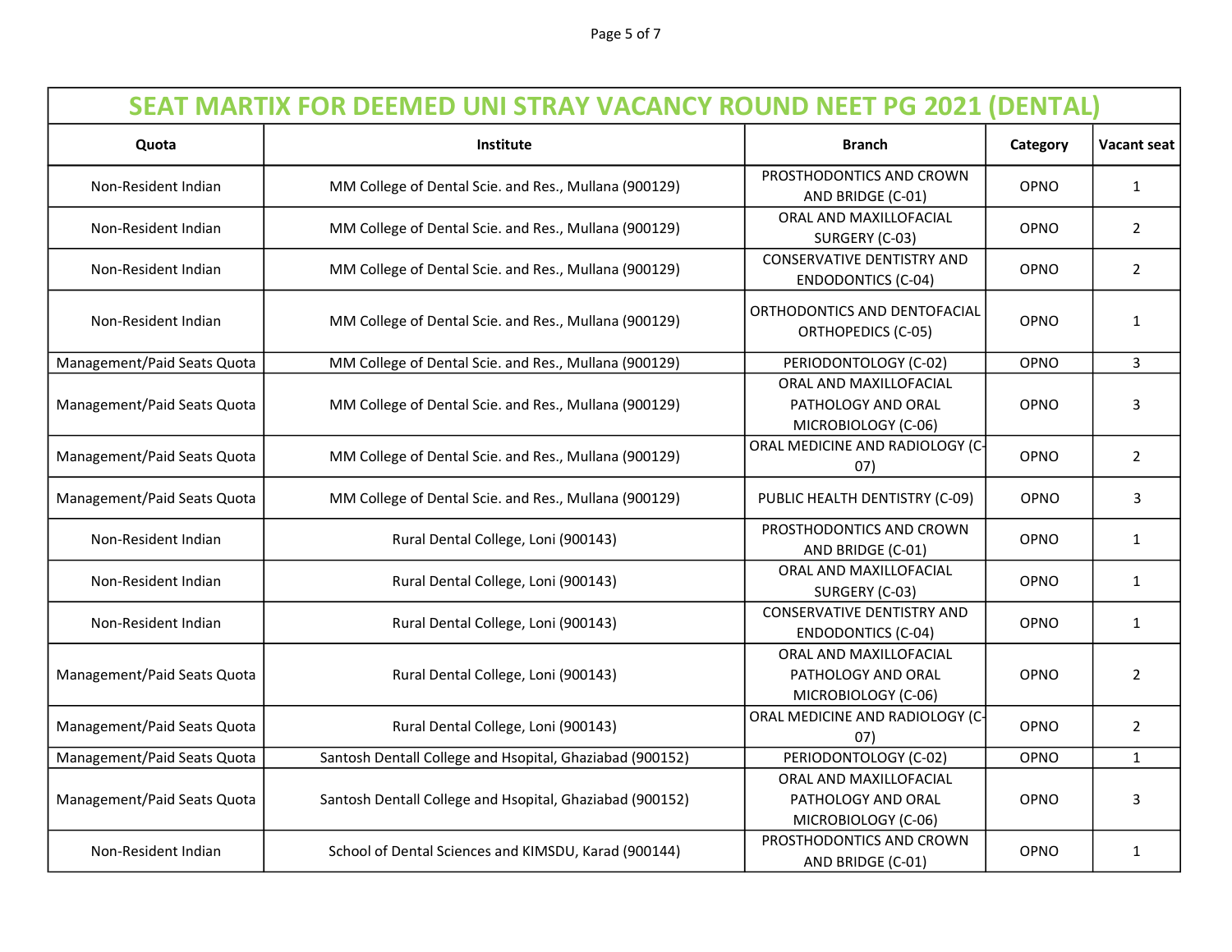| SEAT MARTIX FOR DEEMED UNI STRAY VACANCY ROUND NEET PG 2021 (DENTAL) | | | | |
|---|---|---|---|---|
| Quota | Institute | Branch | Category | Vacant seat |
| Non-Resident Indian | MM College of Dental Scie. and Res., Mullana (900129) | PROSTHODONTICS AND CROWN AND BRIDGE (C-01) | OPNO | 1 |
| Non-Resident Indian | MM College of Dental Scie. and Res., Mullana (900129) | ORAL AND MAXILLOFACIAL SURGERY (C-03) | OPNO | 2 |
| Non-Resident Indian | MM College of Dental Scie. and Res., Mullana (900129) | CONSERVATIVE DENTISTRY AND ENDODONTICS (C-04) | OPNO | 2 |
| Non-Resident Indian | MM College of Dental Scie. and Res., Mullana (900129) | ORTHODONTICS AND DENTOFACIAL ORTHOPEDICS (C-05) | OPNO | 1 |
| Management/Paid Seats Quota | MM College of Dental Scie. and Res., Mullana (900129) | PERIODONTOLOGY (C-02) | OPNO | 3 |
| Management/Paid Seats Quota | MM College of Dental Scie. and Res., Mullana (900129) | ORAL AND MAXILLOFACIAL PATHOLOGY AND ORAL MICROBIOLOGY (C-06) | OPNO | 3 |
| Management/Paid Seats Quota | MM College of Dental Scie. and Res., Mullana (900129) | ORAL MEDICINE AND RADIOLOGY (C-07) | OPNO | 2 |
| Management/Paid Seats Quota | MM College of Dental Scie. and Res., Mullana (900129) | PUBLIC HEALTH DENTISTRY (C-09) | OPNO | 3 |
| Non-Resident Indian | Rural Dental College, Loni (900143) | PROSTHODONTICS AND CROWN AND BRIDGE (C-01) | OPNO | 1 |
| Non-Resident Indian | Rural Dental College, Loni (900143) | ORAL AND MAXILLOFACIAL SURGERY (C-03) | OPNO | 1 |
| Non-Resident Indian | Rural Dental College, Loni (900143) | CONSERVATIVE DENTISTRY AND ENDODONTICS (C-04) | OPNO | 1 |
| Management/Paid Seats Quota | Rural Dental College, Loni (900143) | ORAL AND MAXILLOFACIAL PATHOLOGY AND ORAL MICROBIOLOGY (C-06) | OPNO | 2 |
| Management/Paid Seats Quota | Rural Dental College, Loni (900143) | ORAL MEDICINE AND RADIOLOGY (C-07) | OPNO | 2 |
| Management/Paid Seats Quota | Santosh Dentall College and Hsopital, Ghaziabad (900152) | PERIODONTOLOGY (C-02) | OPNO | 1 |
| Management/Paid Seats Quota | Santosh Dentall College and Hsopital, Ghaziabad (900152) | ORAL AND MAXILLOFACIAL PATHOLOGY AND ORAL MICROBIOLOGY (C-06) | OPNO | 3 |
| Non-Resident Indian | School of Dental Sciences and KIMSDU, Karad (900144) | PROSTHODONTICS AND CROWN AND BRIDGE (C-01) | OPNO | 1 |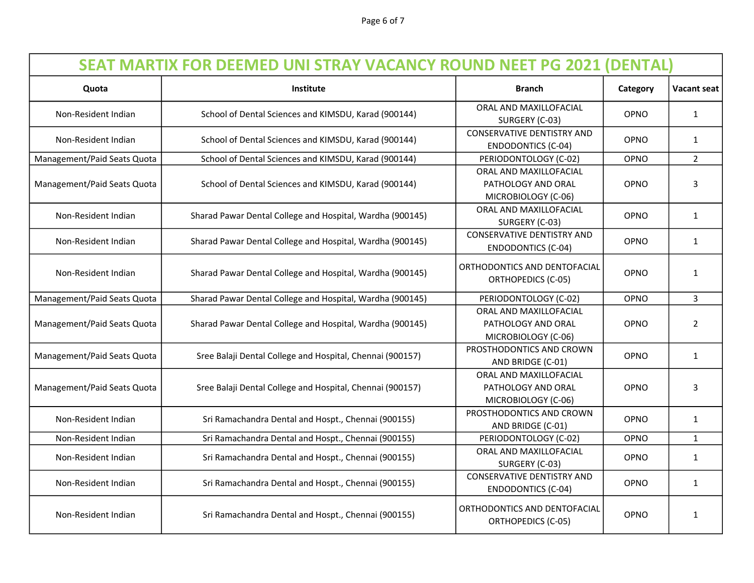| SEAT MARTIX FOR DEEMED UNI STRAY VACANCY ROUND NEET PG 2021 (DENTAL) | | | | |
|---|---|---|---|---|
| Quota | Institute | Branch | Category | Vacant seat |
| Non-Resident Indian | School of Dental Sciences and KIMSDU, Karad (900144) | ORAL AND MAXILLOFACIAL SURGERY (C-03) | OPNO | 1 |
| Non-Resident Indian | School of Dental Sciences and KIMSDU, Karad (900144) | CONSERVATIVE DENTISTRY AND ENDODONTICS (C-04) | OPNO | 1 |
| Management/Paid Seats Quota | School of Dental Sciences and KIMSDU, Karad (900144) | PERIODONTOLOGY (C-02) | OPNO | 2 |
| Management/Paid Seats Quota | School of Dental Sciences and KIMSDU, Karad (900144) | ORAL AND MAXILLOFACIAL PATHOLOGY AND ORAL MICROBIOLOGY (C-06) | OPNO | 3 |
| Non-Resident Indian | Sharad Pawar Dental College and Hospital, Wardha (900145) | ORAL AND MAXILLOFACIAL SURGERY (C-03) | OPNO | 1 |
| Non-Resident Indian | Sharad Pawar Dental College and Hospital, Wardha (900145) | CONSERVATIVE DENTISTRY AND ENDODONTICS (C-04) | OPNO | 1 |
| Non-Resident Indian | Sharad Pawar Dental College and Hospital, Wardha (900145) | ORTHODONTICS AND DENTOFACIAL ORTHOPEDICS (C-05) | OPNO | 1 |
| Management/Paid Seats Quota | Sharad Pawar Dental College and Hospital, Wardha (900145) | PERIODONTOLOGY (C-02) | OPNO | 3 |
| Management/Paid Seats Quota | Sharad Pawar Dental College and Hospital, Wardha (900145) | ORAL AND MAXILLOFACIAL PATHOLOGY AND ORAL MICROBIOLOGY (C-06) | OPNO | 2 |
| Management/Paid Seats Quota | Sree Balaji Dental College and Hospital, Chennai (900157) | PROSTHODONTICS AND CROWN AND BRIDGE (C-01) | OPNO | 1 |
| Management/Paid Seats Quota | Sree Balaji Dental College and Hospital, Chennai (900157) | ORAL AND MAXILLOFACIAL PATHOLOGY AND ORAL MICROBIOLOGY (C-06) | OPNO | 3 |
| Non-Resident Indian | Sri Ramachandra Dental and Hospt., Chennai (900155) | PROSTHODONTICS AND CROWN AND BRIDGE (C-01) | OPNO | 1 |
| Non-Resident Indian | Sri Ramachandra Dental and Hospt., Chennai (900155) | PERIODONTOLOGY (C-02) | OPNO | 1 |
| Non-Resident Indian | Sri Ramachandra Dental and Hospt., Chennai (900155) | ORAL AND MAXILLOFACIAL SURGERY (C-03) | OPNO | 1 |
| Non-Resident Indian | Sri Ramachandra Dental and Hospt., Chennai (900155) | CONSERVATIVE DENTISTRY AND ENDODONTICS (C-04) | OPNO | 1 |
| Non-Resident Indian | Sri Ramachandra Dental and Hospt., Chennai (900155) | ORTHODONTICS AND DENTOFACIAL ORTHOPEDICS (C-05) | OPNO | 1 |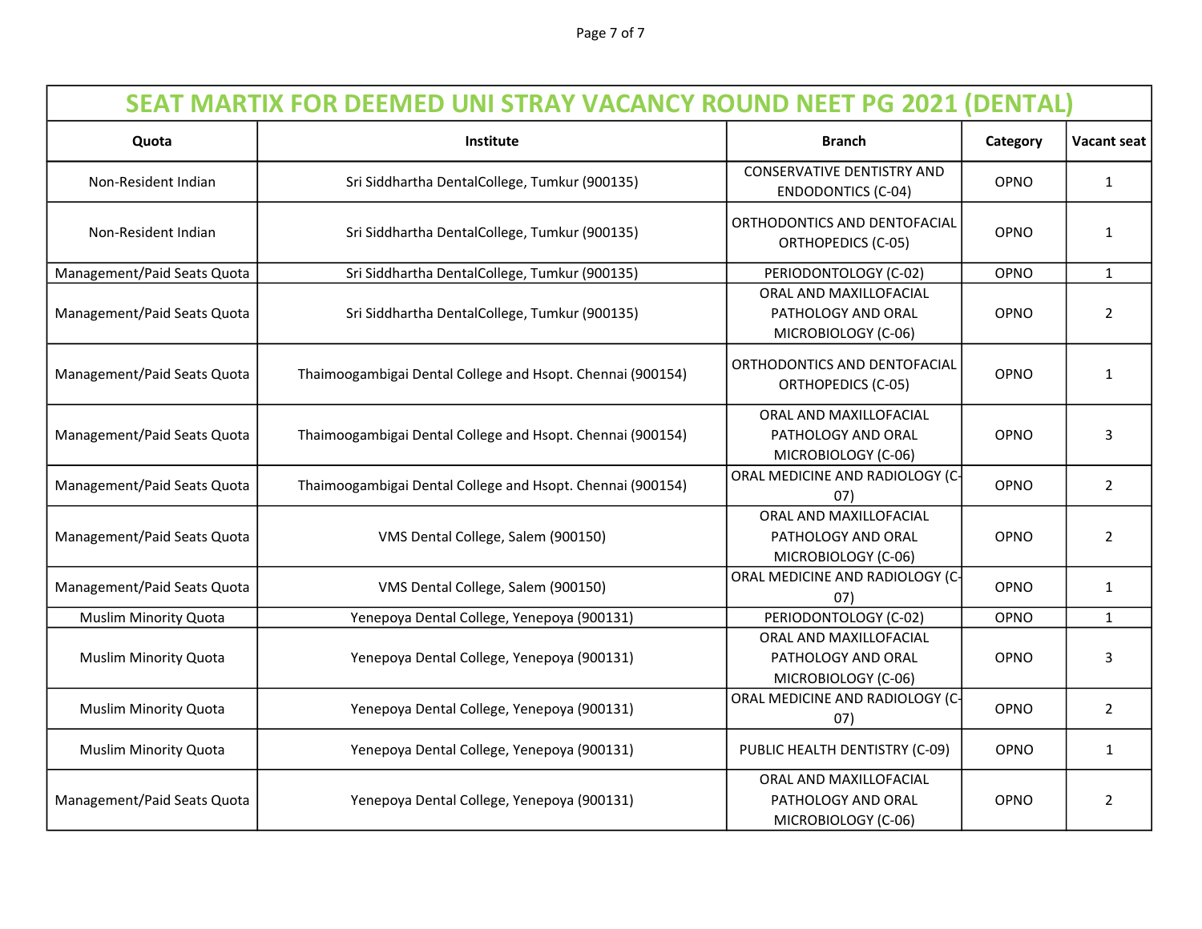| SEAT MARTIX FOR DEEMED UNI STRAY VACANCY ROUND NEET PG 2021 (DENTAL) | | | | |
|---|---|---|---|---|
| Quota | Institute | Branch | Category | Vacant seat |
| Non-Resident Indian | Sri Siddhartha DentalCollege, Tumkur (900135) | CONSERVATIVE DENTISTRY AND ENDODONTICS (C-04) | OPNO | 1 |
| Non-Resident Indian | Sri Siddhartha DentalCollege, Tumkur (900135) | ORTHODONTICS AND DENTOFACIAL ORTHOPEDICS (C-05) | OPNO | 1 |
| Management/Paid Seats Quota | Sri Siddhartha DentalCollege, Tumkur (900135) | PERIODONTOLOGY (C-02) | OPNO | 1 |
| Management/Paid Seats Quota | Sri Siddhartha DentalCollege, Tumkur (900135) | ORAL AND MAXILLOFACIAL PATHOLOGY AND ORAL MICROBIOLOGY (C-06) | OPNO | 2 |
| Management/Paid Seats Quota | Thaimoogambigai Dental College and Hsopt. Chennai (900154) | ORTHODONTICS AND DENTOFACIAL ORTHOPEDICS (C-05) | OPNO | 1 |
| Management/Paid Seats Quota | Thaimoogambigai Dental College and Hsopt. Chennai (900154) | ORAL AND MAXILLOFACIAL PATHOLOGY AND ORAL MICROBIOLOGY (C-06) | OPNO | 3 |
| Management/Paid Seats Quota | Thaimoogambigai Dental College and Hsopt. Chennai (900154) | ORAL MEDICINE AND RADIOLOGY (C-07) | OPNO | 2 |
| Management/Paid Seats Quota | VMS Dental College, Salem (900150) | ORAL AND MAXILLOFACIAL PATHOLOGY AND ORAL MICROBIOLOGY (C-06) | OPNO | 2 |
| Management/Paid Seats Quota | VMS Dental College, Salem (900150) | ORAL MEDICINE AND RADIOLOGY (C-07) | OPNO | 1 |
| Muslim Minority Quota | Yenepoya Dental College, Yenepoya (900131) | PERIODONTOLOGY (C-02) | OPNO | 1 |
| Muslim Minority Quota | Yenepoya Dental College, Yenepoya (900131) | ORAL AND MAXILLOFACIAL PATHOLOGY AND ORAL MICROBIOLOGY (C-06) | OPNO | 3 |
| Muslim Minority Quota | Yenepoya Dental College, Yenepoya (900131) | ORAL MEDICINE AND RADIOLOGY (C-07) | OPNO | 2 |
| Muslim Minority Quota | Yenepoya Dental College, Yenepoya (900131) | PUBLIC HEALTH DENTISTRY (C-09) | OPNO | 1 |
| Management/Paid Seats Quota | Yenepoya Dental College, Yenepoya (900131) | ORAL AND MAXILLOFACIAL PATHOLOGY AND ORAL MICROBIOLOGY (C-06) | OPNO | 2 |